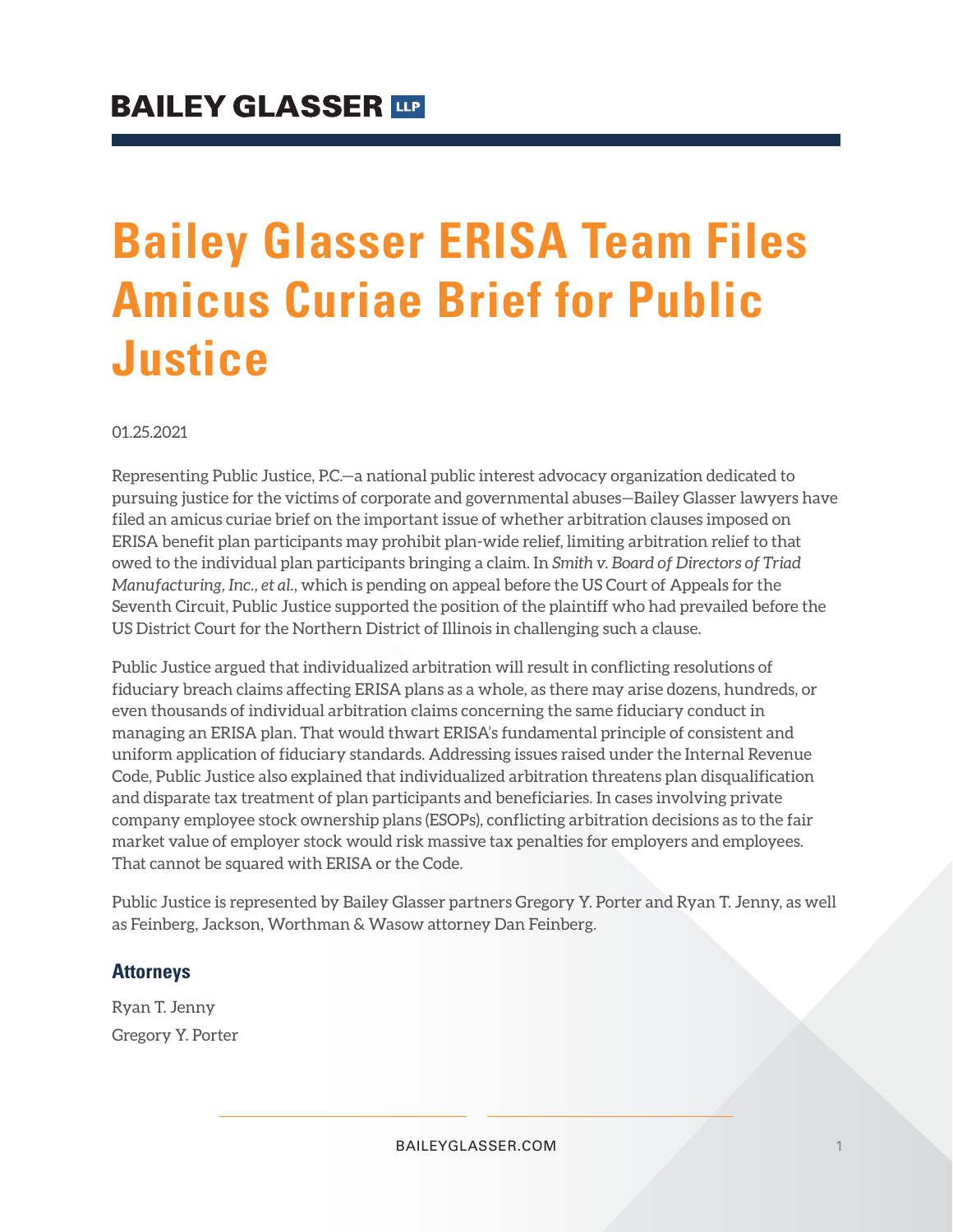BAILEY GLASSER LLP

# Bailey Glasser ERISA Team Files Amicus Curiae Brief for Public Justice

01.25.2021

Representing Public Justice, P.C.—a national public interest advocacy organization dedicated to pursuing justice for the victims of corporate and governmental abuses—Bailey Glasser lawyers have filed an amicus curiae brief on the important issue of whether arbitration clauses imposed on ERISA benefit plan participants may prohibit plan-wide relief, limiting arbitration relief to that owed to the individual plan participants bringing a claim. In *Smith v. Board of Directors of Triad Manufacturing, Inc., et al.*, which is pending on appeal before the US Court of Appeals for the Seventh Circuit, Public Justice supported the position of the plaintiff who had prevailed before the US District Court for the Northern District of Illinois in challenging such a clause.

Public Justice argued that individualized arbitration will result in conflicting resolutions of fiduciary breach claims affecting ERISA plans as a whole, as there may arise dozens, hundreds, or even thousands of individual arbitration claims concerning the same fiduciary conduct in managing an ERISA plan. That would thwart ERISA's fundamental principle of consistent and uniform application of fiduciary standards. Addressing issues raised under the Internal Revenue Code, Public Justice also explained that individualized arbitration threatens plan disqualification and disparate tax treatment of plan participants and beneficiaries. In cases involving private company employee stock ownership plans (ESOPs), conflicting arbitration decisions as to the fair market value of employer stock would risk massive tax penalties for employers and employees. That cannot be squared with ERISA or the Code.

Public Justice is represented by Bailey Glasser partners Gregory Y. Porter and Ryan T. Jenny, as well as Feinberg, Jackson, Worthman & Wasow attorney Dan Feinberg.

### Attorneys

Ryan T. Jenny

Gregory Y. Porter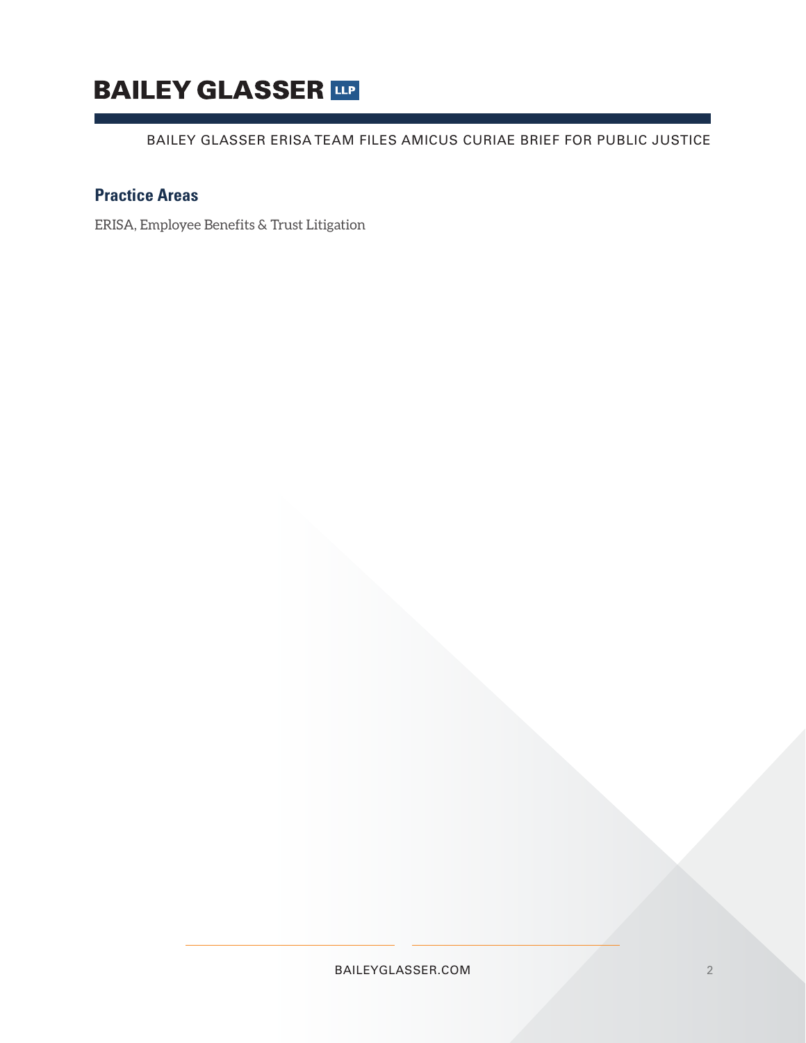## Practice Areas

ERISA, Employee Benefits & Trust Litigation